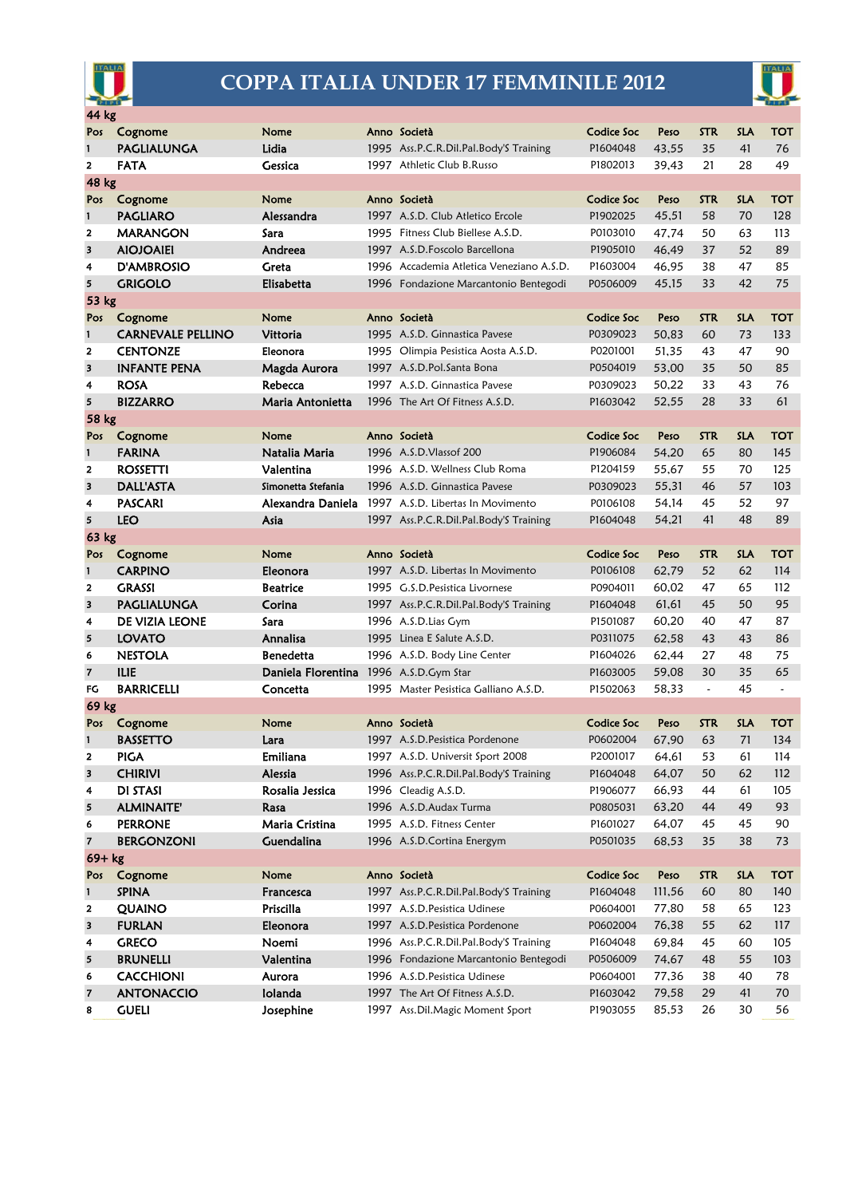# COPPA ITALIA UNDER 17 FEMMINILE 2012

## 44 kg

| Pos | Cognome | Nome | Anno | Società | Codice Soc | Peso | STR | SLA | TOT |
|---|---|---|---|---|---|---|---|---|---|
| 1 | PAGLIALUNGA | Lidia | 1995 | Ass.P.C.R.Dil.Pal.Body'S Training | P1604048 | 43,55 | 35 | 41 | 76 |
| 2 | FATA | Gessica | 1997 | Athletic Club B.Russo | P1802013 | 39,43 | 21 | 28 | 49 |

## 48 kg

| Pos | Cognome | Nome | Anno | Società | Codice Soc | Peso | STR | SLA | TOT |
|---|---|---|---|---|---|---|---|---|---|
| 1 | PAGLIARO | Alessandra | 1997 | A.S.D. Club Atletico Ercole | P1902025 | 45,51 | 58 | 70 | 128 |
| 2 | MARANGON | Sara | 1995 | Fitness Club Biellese A.S.D. | P0103010 | 47,74 | 50 | 63 | 113 |
| 3 | AIOJOAIEI | Andreea | 1997 | A.S.D.Foscolo Barcellona | P1905010 | 46,49 | 37 | 52 | 89 |
| 4 | D'AMBROSIO | Greta | 1996 | Accademia Atletica Veneziano A.S.D. | P1603004 | 46,95 | 38 | 47 | 85 |
| 5 | GRIGOLO | Elisabetta | 1996 | Fondazione Marcantonio Bentegodi | P0506009 | 45,15 | 33 | 42 | 75 |

## 53 kg

| Pos | Cognome | Nome | Anno | Società | Codice Soc | Peso | STR | SLA | TOT |
|---|---|---|---|---|---|---|---|---|---|
| 1 | CARNEVALE PELLINO | Vittoria | 1995 | A.S.D. Ginnastica Pavese | P0309023 | 50,83 | 60 | 73 | 133 |
| 2 | CENTONZE | Eleonora | 1995 | Olimpia Pesistica Aosta A.S.D. | P0201001 | 51,35 | 43 | 47 | 90 |
| 3 | INFANTE PENA | Magda Aurora | 1997 | A.S.D.Pol.Santa Bona | P0504019 | 53,00 | 35 | 50 | 85 |
| 4 | ROSA | Rebecca | 1997 | A.S.D. Ginnastica Pavese | P0309023 | 50,22 | 33 | 43 | 76 |
| 5 | BIZZARRO | Maria Antonietta | 1996 | The Art Of Fitness A.S.D. | P1603042 | 52,55 | 28 | 33 | 61 |

## 58 kg

| Pos | Cognome | Nome | Anno | Società | Codice Soc | Peso | STR | SLA | TOT |
|---|---|---|---|---|---|---|---|---|---|
| 1 | FARINA | Natalia Maria | 1996 | A.S.D.Vlassof 200 | P1906084 | 54,20 | 65 | 80 | 145 |
| 2 | ROSSETTI | Valentina | 1996 | A.S.D. Wellness Club Roma | P1204159 | 55,67 | 55 | 70 | 125 |
| 3 | DALL'ASTA | Simonetta Stefania | 1996 | A.S.D. Ginnastica Pavese | P0309023 | 55,31 | 46 | 57 | 103 |
| 4 | PASCARI | Alexandra Daniela | 1997 | A.S.D. Libertas In Movimento | P0106108 | 54,14 | 45 | 52 | 97 |
| 5 | LEO | Asia | 1997 | Ass.P.C.R.Dil.Pal.Body'S Training | P1604048 | 54,21 | 41 | 48 | 89 |

## 63 kg

| Pos | Cognome | Nome | Anno | Società | Codice Soc | Peso | STR | SLA | TOT |
|---|---|---|---|---|---|---|---|---|---|
| 1 | CARPINO | Eleonora | 1997 | A.S.D. Libertas In Movimento | P0106108 | 62,79 | 52 | 62 | 114 |
| 2 | GRASSI | Beatrice | 1995 | G.S.D.Pesistica Livornese | P0904011 | 60,02 | 47 | 65 | 112 |
| 3 | PAGLIALUNGA | Corina | 1997 | Ass.P.C.R.Dil.Pal.Body'S Training | P1604048 | 61,61 | 45 | 50 | 95 |
| 4 | DE VIZIA LEONE | Sara | 1996 | A.S.D.Lias Gym | P1501087 | 60,20 | 40 | 47 | 87 |
| 5 | LOVATO | Annalisa | 1995 | Linea E Salute A.S.D. | P0311075 | 62,58 | 43 | 43 | 86 |
| 6 | NESTOLA | Benedetta | 1996 | A.S.D. Body Line Center | P1604026 | 62,44 | 27 | 48 | 75 |
| 7 | ILIE | Daniela Florentina | 1996 | A.S.D.Gym Star | P1603005 | 59,08 | 30 | 35 | 65 |
| FG | BARRICELLI | Concetta | 1995 | Master Pesistica Galliano A.S.D. | P1502063 | 58,33 | - | 45 | - |

## 69 kg

| Pos | Cognome | Nome | Anno | Società | Codice Soc | Peso | STR | SLA | TOT |
|---|---|---|---|---|---|---|---|---|---|
| 1 | BASSETTO | Lara | 1997 | A.S.D.Pesistica Pordenone | P0602004 | 67,90 | 63 | 71 | 134 |
| 2 | PIGA | Emiliana | 1997 | A.S.D. Universit Sport 2008 | P2001017 | 64,61 | 53 | 61 | 114 |
| 3 | CHIRIVI | Alessia | 1996 | Ass.P.C.R.Dil.Pal.Body'S Training | P1604048 | 64,07 | 50 | 62 | 112 |
| 4 | DI STASI | Rosalia Jessica | 1996 | Cleadig A.S.D. | P1906077 | 66,93 | 44 | 61 | 105 |
| 5 | ALMINAITE' | Rasa | 1996 | A.S.D.Audax Turma | P0805031 | 63,20 | 44 | 49 | 93 |
| 6 | PERRONE | Maria Cristina | 1995 | A.S.D. Fitness Center | P1601027 | 64,07 | 45 | 45 | 90 |
| 7 | BERGONZONI | Guendalina | 1996 | A.S.D.Cortina Energym | P0501035 | 68,53 | 35 | 38 | 73 |

## 69+ kg

| Pos | Cognome | Nome | Anno | Società | Codice Soc | Peso | STR | SLA | TOT |
|---|---|---|---|---|---|---|---|---|---|
| 1 | SPINA | Francesca | 1997 | Ass.P.C.R.Dil.Pal.Body'S Training | P1604048 | 111,56 | 60 | 80 | 140 |
| 2 | QUAINO | Priscilla | 1997 | A.S.D.Pesistica Udinese | P0604001 | 77,80 | 58 | 65 | 123 |
| 3 | FURLAN | Eleonora | 1997 | A.S.D.Pesistica Pordenone | P0602004 | 76,38 | 55 | 62 | 117 |
| 4 | GRECO | Noemi | 1996 | Ass.P.C.R.Dil.Pal.Body'S Training | P1604048 | 69,84 | 45 | 60 | 105 |
| 5 | BRUNELLI | Valentina | 1996 | Fondazione Marcantonio Bentegodi | P0506009 | 74,67 | 48 | 55 | 103 |
| 6 | CACCHIONI | Aurora | 1996 | A.S.D.Pesistica Udinese | P0604001 | 77,36 | 38 | 40 | 78 |
| 7 | ANTONACCIO | Iolanda | 1997 | The Art Of Fitness A.S.D. | P1603042 | 79,58 | 29 | 41 | 70 |
| 8 | GUELI | Josephine | 1997 | Ass.Dil.Magic Moment Sport | P1903055 | 85,53 | 26 | 30 | 56 |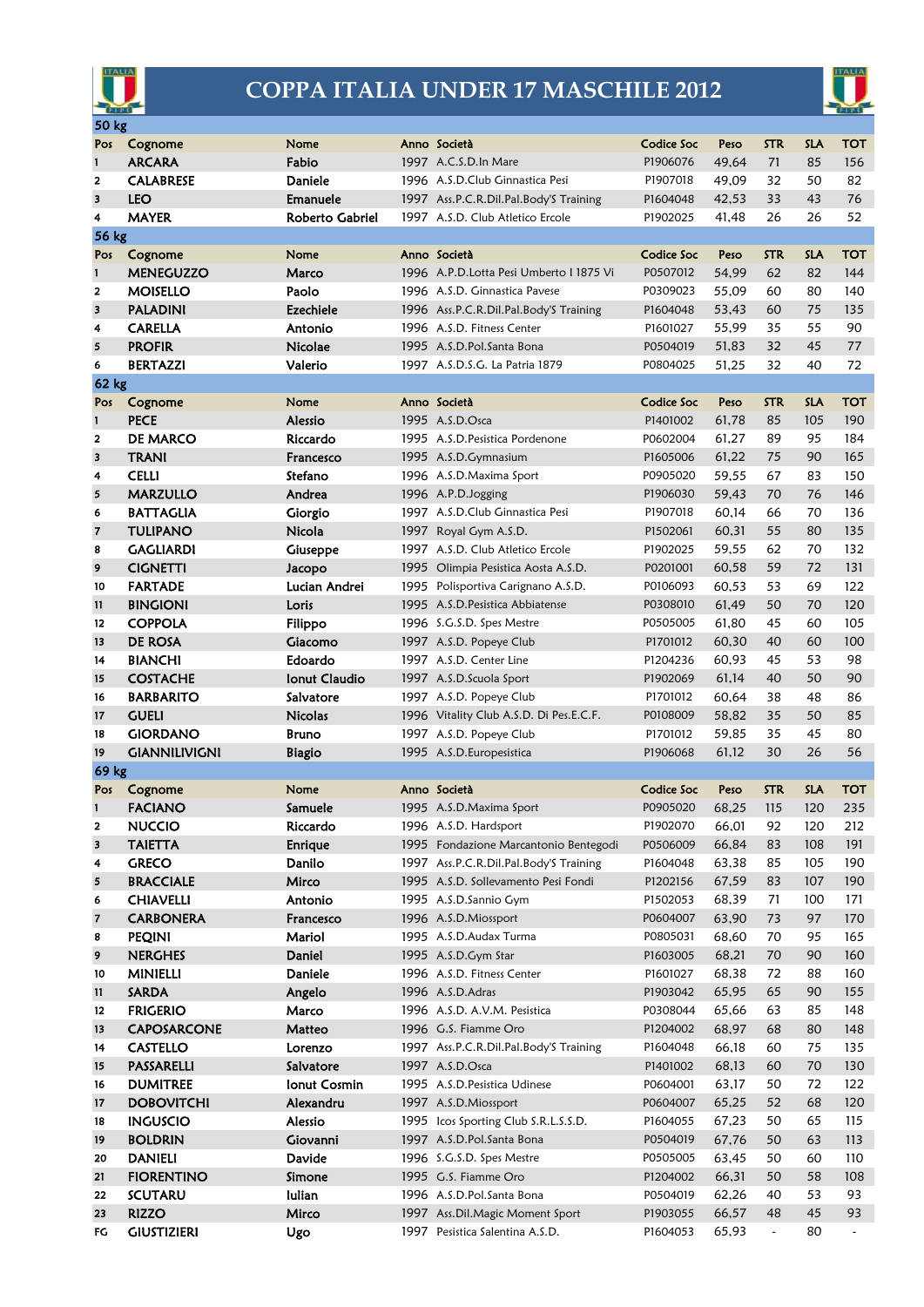# COPPA ITALIA UNDER 17 MASCHILE 2012

## 50 kg

| Pos | Cognome | Nome | Anno | Società | Codice Soc | Peso | STR | SLA | TOT |
|---|---|---|---|---|---|---|---|---|---|
| 1 | ARCARA | Fabio | 1997 | A.C.S.D.In Mare | P1906076 | 49,64 | 71 | 85 | 156 |
| 2 | CALABRESE | Daniele | 1996 | A.S.D.Club Ginnastica Pesi | P1907018 | 49,09 | 32 | 50 | 82 |
| 3 | LEO | Emanuele | 1997 | Ass.P.C.R.Dil.Pal.Body'S Training | P1604048 | 42,53 | 33 | 43 | 76 |
| 4 | MAYER | Roberto Gabriel | 1997 | A.S.D. Club Atletico Ercole | P1902025 | 41,48 | 26 | 26 | 52 |

## 56 kg

| Pos | Cognome | Nome | Anno | Società | Codice Soc | Peso | STR | SLA | TOT |
|---|---|---|---|---|---|---|---|---|---|
| 1 | MENEGUZZO | Marco | 1996 | A.P.D.Lotta Pesi Umberto I 1875 Vi | P0507012 | 54,99 | 62 | 82 | 144 |
| 2 | MOISELLO | Paolo | 1996 | A.S.D. Ginnastica Pavese | P0309023 | 55,09 | 60 | 80 | 140 |
| 3 | PALADINI | Ezechiele | 1996 | Ass.P.C.R.Dil.Pal.Body'S Training | P1604048 | 53,43 | 60 | 75 | 135 |
| 4 | CARELLA | Antonio | 1996 | A.S.D. Fitness Center | P1601027 | 55,99 | 35 | 55 | 90 |
| 5 | PROFIR | Nicolae | 1995 | A.S.D.Pol.Santa Bona | P0504019 | 51,83 | 32 | 45 | 77 |
| 6 | BERTAZZI | Valerio | 1997 | A.S.D.S.G. La Patria 1879 | P0804025 | 51,25 | 32 | 40 | 72 |

## 62 kg

| Pos | Cognome | Nome | Anno | Società | Codice Soc | Peso | STR | SLA | TOT |
|---|---|---|---|---|---|---|---|---|---|
| 1 | PECE | Alessio | 1995 | A.S.D.Osca | P1401002 | 61,78 | 85 | 105 | 190 |
| 2 | DE MARCO | Riccardo | 1995 | A.S.D.Pesistica Pordenone | P0602004 | 61,27 | 89 | 95 | 184 |
| 3 | TRANI | Francesco | 1995 | A.S.D.Gymnasium | P1605006 | 61,22 | 75 | 90 | 165 |
| 4 | CELLI | Stefano | 1996 | A.S.D.Maxima Sport | P0905020 | 59,55 | 67 | 83 | 150 |
| 5 | MARZULLO | Andrea | 1996 | A.P.D.Jogging | P1906030 | 59,43 | 70 | 76 | 146 |
| 6 | BATTAGLIA | Giorgio | 1997 | A.S.D.Club Ginnastica Pesi | P1907018 | 60,14 | 66 | 70 | 136 |
| 7 | TULIPANO | Nicola | 1997 | Royal Gym A.S.D. | P1502061 | 60,31 | 55 | 80 | 135 |
| 8 | GAGLIARDI | Giuseppe | 1997 | A.S.D. Club Atletico Ercole | P1902025 | 59,55 | 62 | 70 | 132 |
| 9 | CIGNETTI | Jacopo | 1995 | Olimpia Pesistica Aosta A.S.D. | P0201001 | 60,58 | 59 | 72 | 131 |
| 10 | FARTADE | Lucian Andrei | 1995 | Polisportiva Carignano A.S.D. | P0106093 | 60,53 | 53 | 69 | 122 |
| 11 | BINGIONI | Loris | 1995 | A.S.D.Pesistica Abbiatense | P0308010 | 61,49 | 50 | 70 | 120 |
| 12 | COPPOLA | Filippo | 1996 | S.G.S.D. Spes Mestre | P0505005 | 61,80 | 45 | 60 | 105 |
| 13 | DE ROSA | Giacomo | 1997 | A.S.D. Popeye Club | P1701012 | 60,30 | 40 | 60 | 100 |
| 14 | BIANCHI | Edoardo | 1997 | A.S.D. Center Line | P1204236 | 60,93 | 45 | 53 | 98 |
| 15 | COSTACHE | Ionut Claudio | 1997 | A.S.D.Scuola Sport | P1902069 | 61,14 | 40 | 50 | 90 |
| 16 | BARBARITO | Salvatore | 1997 | A.S.D. Popeye Club | P1701012 | 60,64 | 38 | 48 | 86 |
| 17 | GUELI | Nicolas | 1996 | Vitality Club A.S.D. Di Pes.E.C.F. | P0108009 | 58,82 | 35 | 50 | 85 |
| 18 | GIORDANO | Bruno | 1997 | A.S.D. Popeye Club | P1701012 | 59,85 | 35 | 45 | 80 |
| 19 | GIANNILIVIGNI | Biagio | 1995 | A.S.D.Europesistica | P1906068 | 61,12 | 30 | 26 | 56 |

## 69 kg

| Pos | Cognome | Nome | Anno | Società | Codice Soc | Peso | STR | SLA | TOT |
|---|---|---|---|---|---|---|---|---|---|
| 1 | FACIANO | Samuele | 1995 | A.S.D.Maxima Sport | P0905020 | 68,25 | 115 | 120 | 235 |
| 2 | NUCCIO | Riccardo | 1996 | A.S.D. Hardsport | P1902070 | 66,01 | 92 | 120 | 212 |
| 3 | TAIETTA | Enrique | 1995 | Fondazione Marcantonio Bentegodi | P0506009 | 66,84 | 83 | 108 | 191 |
| 4 | GRECO | Danilo | 1997 | Ass.P.C.R.Dil.Pal.Body'S Training | P1604048 | 63,38 | 85 | 105 | 190 |
| 5 | BRACCIALE | Mirco | 1995 | A.S.D. Sollevamento Pesi Fondi | P1202156 | 67,59 | 83 | 107 | 190 |
| 6 | CHIAVELLI | Antonio | 1995 | A.S.D.Sannio Gym | P1502053 | 68,39 | 71 | 100 | 171 |
| 7 | CARBONERA | Francesco | 1996 | A.S.D.Miossport | P0604007 | 63,90 | 73 | 97 | 170 |
| 8 | PEQINI | Mariol | 1995 | A.S.D.Audax Turma | P0805031 | 68,60 | 70 | 95 | 165 |
| 9 | NERGHES | Daniel | 1995 | A.S.D.Gym Star | P1603005 | 68,21 | 70 | 90 | 160 |
| 10 | MINIELLI | Daniele | 1996 | A.S.D. Fitness Center | P1601027 | 68,38 | 72 | 88 | 160 |
| 11 | SARDA | Angelo | 1996 | A.S.D.Adras | P1903042 | 65,95 | 65 | 90 | 155 |
| 12 | FRIGERIO | Marco | 1996 | A.S.D. A.V.M. Pesistica | P0308044 | 65,66 | 63 | 85 | 148 |
| 13 | CAPOSARCONE | Matteo | 1996 | G.S. Fiamme Oro | P1204002 | 68,97 | 68 | 80 | 148 |
| 14 | CASTELLO | Lorenzo | 1997 | Ass.P.C.R.Dil.Pal.Body'S Training | P1604048 | 66,18 | 60 | 75 | 135 |
| 15 | PASSARELLI | Salvatore | 1997 | A.S.D.Osca | P1401002 | 68,13 | 60 | 70 | 130 |
| 16 | DUMITREE | Ionut Cosmin | 1995 | A.S.D.Pesistica Udinese | P0604001 | 63,17 | 50 | 72 | 122 |
| 17 | DOBOVITCHI | Alexandru | 1997 | A.S.D.Miossport | P0604007 | 65,25 | 52 | 68 | 120 |
| 18 | INGUSCIO | Alessio | 1995 | Icos Sporting Club S.R.L.S.S.D. | P1604055 | 67,23 | 50 | 65 | 115 |
| 19 | BOLDRIN | Giovanni | 1997 | A.S.D.Pol.Santa Bona | P0504019 | 67,76 | 50 | 63 | 113 |
| 20 | DANIELI | Davide | 1996 | S.G.S.D. Spes Mestre | P0505005 | 63,45 | 50 | 60 | 110 |
| 21 | FIORENTINO | Simone | 1995 | G.S. Fiamme Oro | P1204002 | 66,31 | 50 | 58 | 108 |
| 22 | SCUTARU | Iulian | 1996 | A.S.D.Pol.Santa Bona | P0504019 | 62,26 | 40 | 53 | 93 |
| 23 | RIZZO | Mirco | 1997 | Ass.Dil.Magic Moment Sport | P1903055 | 66,57 | 48 | 45 | 93 |
| FG | GIUSTIZIERI | Ugo | 1997 | Pesistica Salentina A.S.D. | P1604053 | 65,93 | - | 80 | - |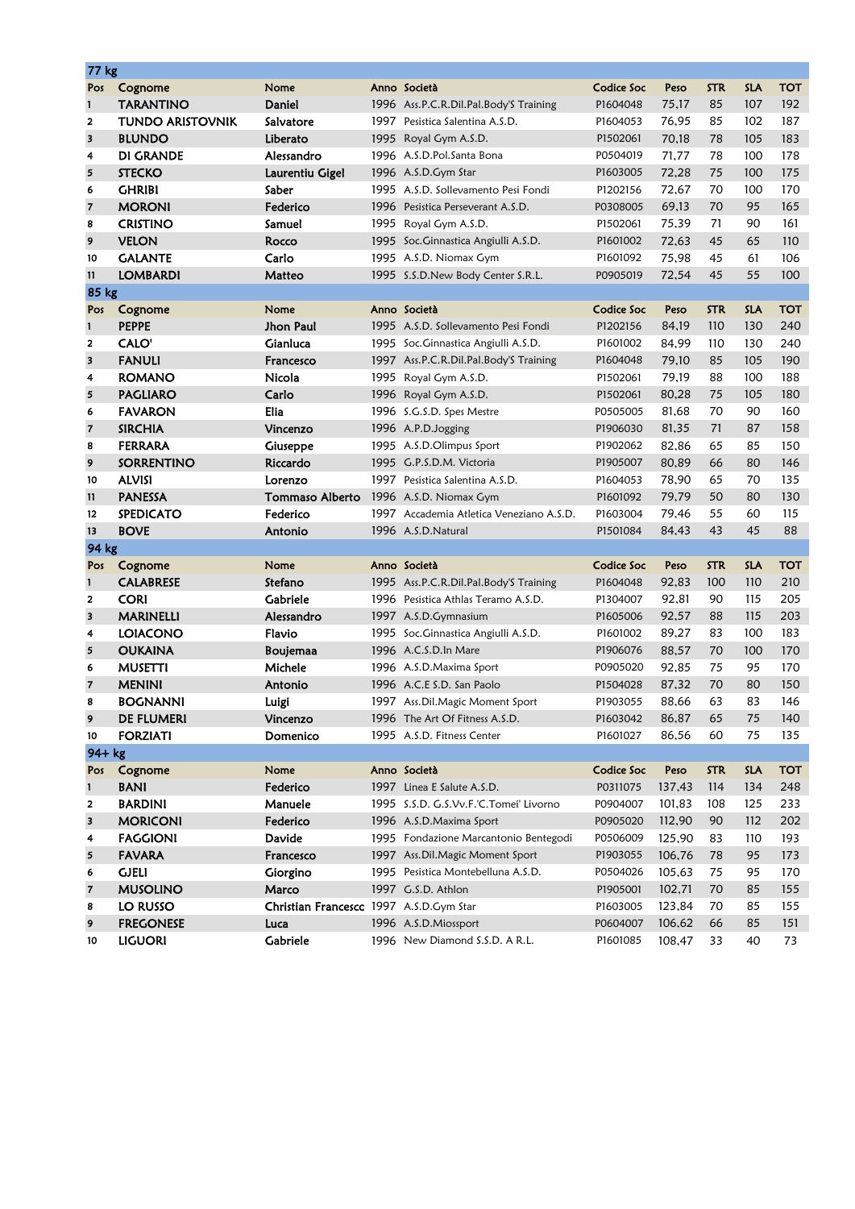| 77 kg | | | | | | | | | |
|---|---|---|---|---|---|---|---|---|---|
| Pos | Cognome | Nome | Anno | Società | Codice Soc | Peso | STR | SLA | TOT |
| 1 | TARANTINO | Daniel | 1996 | Ass.P.C.R.Dil.Pal.Body'S Training | P1604048 | 75,17 | 85 | 107 | 192 |
| 2 | TUNDO ARISTOVNIK | Salvatore | 1997 | Pesistica Salentina A.S.D. | P1604053 | 76,95 | 85 | 102 | 187 |
| 3 | BLUNDO | Liberato | 1995 | Royal Gym A.S.D. | P1502061 | 70,18 | 78 | 105 | 183 |
| 4 | DI GRANDE | Alessandro | 1996 | A.S.D.Pol.Santa Bona | P0504019 | 71,77 | 78 | 100 | 178 |
| 5 | STECKO | Laurentiu Gigel | 1996 | A.S.D.Gym Star | P1603005 | 72,28 | 75 | 100 | 175 |
| 6 | GHRIBI | Saber | 1995 | A.S.D. Sollevamento Pesi Fondi | P1202156 | 72,67 | 70 | 100 | 170 |
| 7 | MORONI | Federico | 1996 | Pesistica Perseverant A.S.D. | P0308005 | 69,13 | 70 | 95 | 165 |
| 8 | CRISTINO | Samuel | 1995 | Royal Gym A.S.D. | P1502061 | 75,39 | 71 | 90 | 161 |
| 9 | VELON | Rocco | 1995 | Soc.Ginnastica Angiulli A.S.D. | P1601002 | 72,63 | 45 | 65 | 110 |
| 10 | GALANTE | Carlo | 1995 | A.S.D. Niomax Gym | P1601092 | 75,98 | 45 | 61 | 106 |
| 11 | LOMBARDI | Matteo | 1995 | S.S.D.New Body Center S.R.L. | P0905019 | 72,54 | 45 | 55 | 100 |
| **85 kg** | | | | | | | | | |
| Pos | Cognome | Nome | Anno | Società | Codice Soc | Peso | STR | SLA | TOT |
| 1 | PEPPE | Jhon Paul | 1995 | A.S.D. Sollevamento Pesi Fondi | P1202156 | 84,19 | 110 | 130 | 240 |
| 2 | CALO' | Gianluca | 1995 | Soc.Ginnastica Angiulli A.S.D. | P1601002 | 84,99 | 110 | 130 | 240 |
| 3 | FANULI | Francesco | 1997 | Ass.P.C.R.Dil.Pal.Body'S Training | P1604048 | 79,10 | 85 | 105 | 190 |
| 4 | ROMANO | Nicola | 1995 | Royal Gym A.S.D. | P1502061 | 79,19 | 88 | 100 | 188 |
| 5 | PAGLIARO | Carlo | 1996 | Royal Gym A.S.D. | P1502061 | 80,28 | 75 | 105 | 180 |
| 6 | FAVARON | Elia | 1996 | S.G.S.D. Spes Mestre | P0505005 | 81,68 | 70 | 90 | 160 |
| 7 | SIRCHIA | Vincenzo | 1996 | A.P.D.Jogging | P1906030 | 81,35 | 71 | 87 | 158 |
| 8 | FERRARA | Giuseppe | 1995 | A.S.D.Olimpus Sport | P1902062 | 82,86 | 65 | 85 | 150 |
| 9 | SORRENTINO | Riccardo | 1995 | G.P.S.D.M. Victoria | P1905007 | 80,89 | 66 | 80 | 146 |
| 10 | ALVISI | Lorenzo | 1997 | Pesistica Salentina A.S.D. | P1604053 | 78,90 | 65 | 70 | 135 |
| 11 | PANESSA | Tommaso Alberto | 1996 | A.S.D. Niomax Gym | P1601092 | 79,79 | 50 | 80 | 130 |
| 12 | SPEDICATO | Federico | 1997 | Accademia Atletica Veneziano A.S.D. | P1603004 | 79,46 | 55 | 60 | 115 |
| 13 | BOVE | Antonio | 1996 | A.S.D.Natural | P1501084 | 84,43 | 43 | 45 | 88 |
| **94 kg** | | | | | | | | | |
| Pos | Cognome | Nome | Anno | Società | Codice Soc | Peso | STR | SLA | TOT |
| 1 | CALABRESE | Stefano | 1995 | Ass.P.C.R.Dil.Pal.Body'S Training | P1604048 | 92,83 | 100 | 110 | 210 |
| 2 | CORI | Gabriele | 1996 | Pesistica Athlas Teramo A.S.D. | P1304007 | 92,81 | 90 | 115 | 205 |
| 3 | MARINELLI | Alessandro | 1997 | A.S.D.Gymnasium | P1605006 | 92,57 | 88 | 115 | 203 |
| 4 | LOIACONO | Flavio | 1995 | Soc.Ginnastica Angiulli A.S.D. | P1601002 | 89,27 | 83 | 100 | 183 |
| 5 | OUKAINA | Boujemaa | 1996 | A.C.S.D.In Mare | P1906076 | 88,57 | 70 | 100 | 170 |
| 6 | MUSETTI | Michele | 1996 | A.S.D.Maxima Sport | P0905020 | 92,85 | 75 | 95 | 170 |
| 7 | MENINI | Antonio | 1996 | A.C.E S.D. San Paolo | P1504028 | 87,32 | 70 | 80 | 150 |
| 8 | BOGNANNI | Luigi | 1997 | Ass.Dil.Magic Moment Sport | P1903055 | 88,66 | 63 | 83 | 146 |
| 9 | DE FLUMERI | Vincenzo | 1996 | The Art Of Fitness A.S.D. | P1603042 | 86,87 | 65 | 75 | 140 |
| 10 | FORZIATI | Domenico | 1995 | A.S.D. Fitness Center | P1601027 | 86,56 | 60 | 75 | 135 |
| **94+ kg** | | | | | | | | | |
| Pos | Cognome | Nome | Anno | Società | Codice Soc | Peso | STR | SLA | TOT |
| 1 | BANI | Federico | 1997 | Linea E Salute A.S.D. | P0311075 | 137,43 | 114 | 134 | 248 |
| 2 | BARDINI | Manuele | 1995 | S.S.D. G.S.Vv.F.'C.Tomei' Livorno | P0904007 | 101,83 | 108 | 125 | 233 |
| 3 | MORICONI | Federico | 1996 | A.S.D.Maxima Sport | P0905020 | 112,90 | 90 | 112 | 202 |
| 4 | FAGGIONI | Davide | 1995 | Fondazione Marcantonio Bentegodi | P0506009 | 125,90 | 83 | 110 | 193 |
| 5 | FAVARA | Francesco | 1997 | Ass.Dil.Magic Moment Sport | P1903055 | 106,76 | 78 | 95 | 173 |
| 6 | GJELI | Giorgino | 1995 | Pesistica Montebelluna A.S.D. | P0504026 | 105,63 | 75 | 95 | 170 |
| 7 | MUSOLINO | Marco | 1997 | G.S.D. Athlon | P1905001 | 102,71 | 70 | 85 | 155 |
| 8 | LO RUSSO | Christian Francesco | 1997 | A.S.D.Gym Star | P1603005 | 123,84 | 70 | 85 | 155 |
| 9 | FREGONESE | Luca | 1996 | A.S.D.Miossport | P0604007 | 106,62 | 66 | 85 | 151 |
| 10 | LIGUORI | Gabriele | 1996 | New Diamond S.S.D. A R.L. | P1601085 | 108,47 | 33 | 40 | 73 |